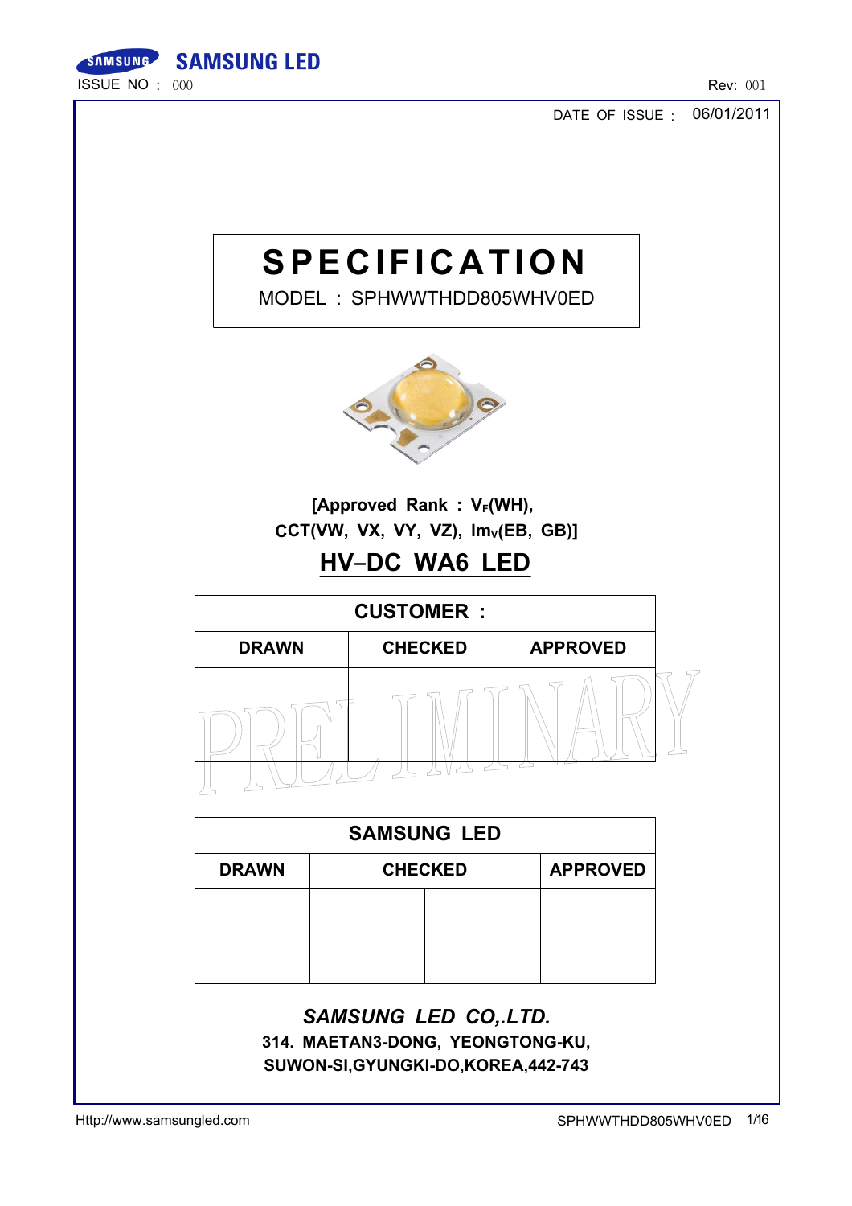SAMSUNG LED

ISSUE NO : 000

Rev: 001

DATE OF ISSUE : 06/01/2011

# SPECIFICATION

MODEL : SPHWWTHDD805WHV0ED

**[Approved Rank : $V_F$(WH), CCT(VW, VX, VY, VZ), $Im_V$(EB, GB)]**

## HV-DC WA6 LED

| CUSTOMER : | | |
|---|---|---|
| DRAWN | CHECKED | APPROVED |
| | | |

PRELIMINARY

| SAMSUNG LED | | | |
|---|---|---|---|
| DRAWN | CHECKED | | APPROVED |
| | | | |

***SAMSUNG LED CO,.LTD.***

**314. MAETAN3-DONG, YEONGTONG-KU,**

**SUWON-SI,GYUNGKI-DO,KOREA,442-743**

Http://www.samsungled.com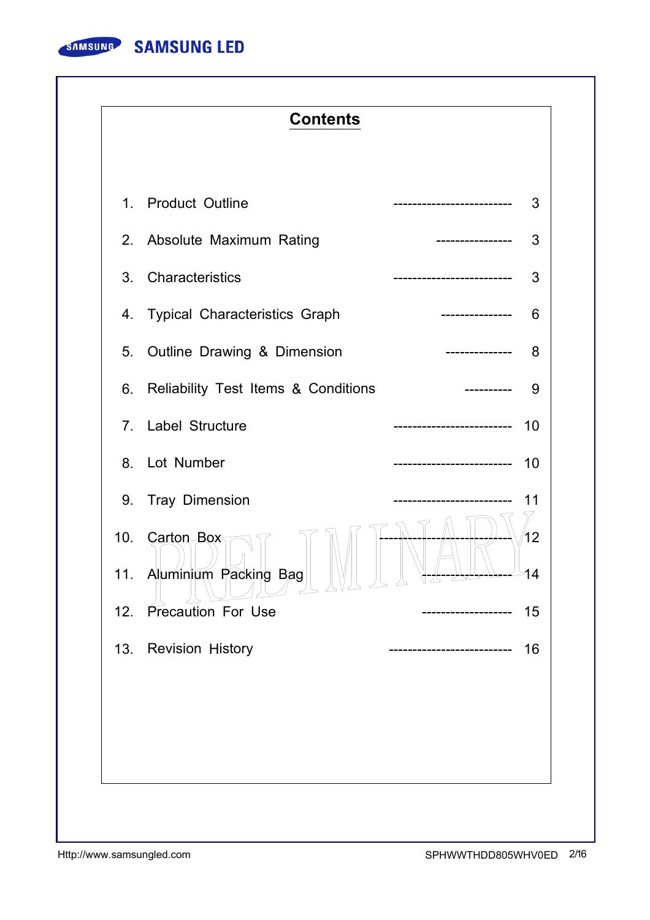# Contents

| | | |
|---|---|---|
| 1. | Product Outline | 3 |
| 2. | Absolute Maximum Rating | 3 |
| 3. | Characteristics | 3 |
| 4. | Typical Characteristics Graph | 6 |
| 5. | Outline Drawing & Dimension | 8 |
| 6. | Reliability Test Items & Conditions | 9 |
| 7. | Label Structure | 10 |
| 8. | Lot Number | 10 |
| 9. | Tray Dimension | 11 |
| 10. | Carton Box | 12 |
| 11. | Aluminium Packing Bag | 14 |
| 12. | Precaution For Use | 15 |
| 13. | Revision History | 16 |

PRELIMINARY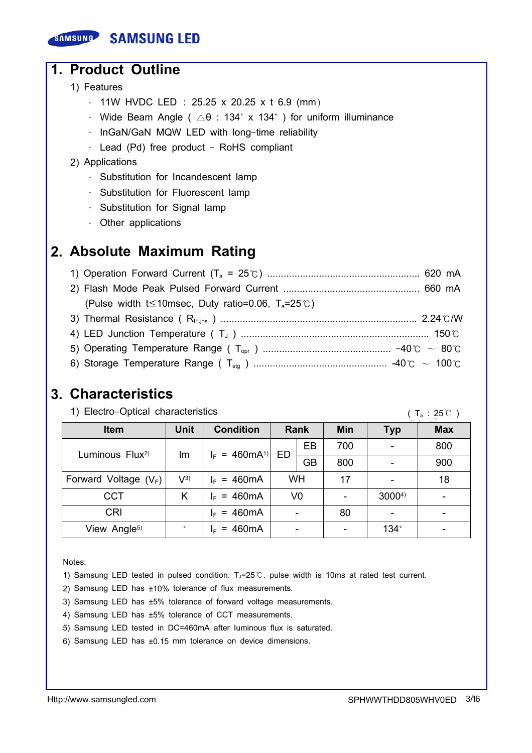## 1. Product Outline

1) Features

- 11W HVDC LED : 25.25 x 20.25 x t 6.9 (mm)
- Wide Beam Angle ( △θ : 134˚ x 134˚ ) for uniform illuminance
- InGaN/GaN MQW LED with long-time reliability
- Lead (Pd) free product - RoHS compliant

2) Applications

- Substitution for Incandescent lamp
- Substitution for Fluorescent lamp
- Substitution for Signal lamp
- Other applications

## 2. Absolute Maximum Rating

1) Operation Forward Current ($T_a$ = 25℃) ........................................ 620 mA

2) Flash Mode Peak Pulsed Forward Current ........................................ 660 mA

(Pulse width t≤10msec, Duty ratio=0.06, $T_a$=25℃)

3) Thermal Resistance ( $R_{th,j\text{-}s}$ ) ........................................ 2.24℃/W

4) LED Junction Temperature ( $T_J$ ) ........................................ 150℃

5) Operating Temperature Range ( $T_{opr}$ ) ........................................ -40℃ ~ 80℃

6) Storage Temperature Range ( $T_{stg}$ ) ........................................ -40℃ ~ 100℃

## 3. Characteristics

1) Electro-Optical characteristics ( $T_a$ : 25℃ )

| Item | Unit | Condition | Rank | | Min | Typ | Max |
|---|---|---|---|---|---|---|---|
| Luminous Flux[2] | lm | $I_F$ = 460mA[1] | ED | EB | 700 | - | 800 |
| | | | | GB | 800 | - | 900 |
| Forward Voltage ($V_F$) | V[3] | $I_F$ = 460mA | WH | | 17 | - | 18 |
| CCT | K | $I_F$ = 460mA | V0 | | - | 3000[4] | - |
| CRI | | $I_F$ = 460mA | - | | 80 | - | - |
| View Angle[5] | ˚ | $I_F$ = 460mA | - | | - | 134˚ | - |

Notes:

1) Samsung LED tested in pulsed condition. $T_J$=25℃, pulse width is 10ms at rated test current.
2) Samsung LED has ±10% tolerance of flux measurements.
3) Samsung LED has ±5% tolerance of forward voltage measurements.
4) Samsung LED has ±5% tolerance of CCT measurements.
5) Samsung LED tested in DC=460mA after luminous flux is saturated.
6) Samsung LED has ±0.15 mm tolerance on device dimensions.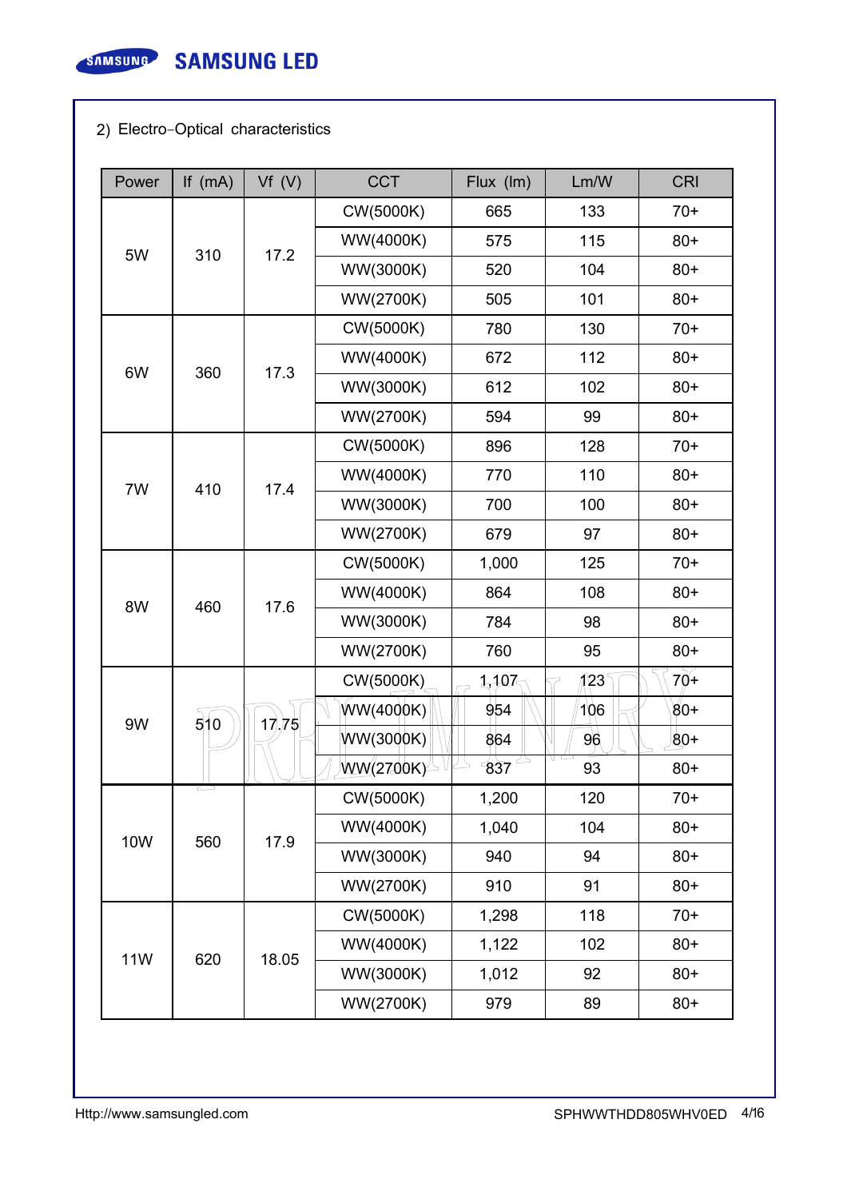## 2) Electro-Optical characteristics

| Power | If (mA) | Vf (V) | CCT | Flux (lm) | Lm/W | CRI |
|---|---|---|---|---|---|---|
| 5W | 310 | 17.2 | CW(5000K) | 665 | 133 | 70+ |
| | | | WW(4000K) | 575 | 115 | 80+ |
| | | | WW(3000K) | 520 | 104 | 80+ |
| | | | WW(2700K) | 505 | 101 | 80+ |
| 6W | 360 | 17.3 | CW(5000K) | 780 | 130 | 70+ |
| | | | WW(4000K) | 672 | 112 | 80+ |
| | | | WW(3000K) | 612 | 102 | 80+ |
| | | | WW(2700K) | 594 | 99 | 80+ |
| 7W | 410 | 17.4 | CW(5000K) | 896 | 128 | 70+ |
| | | | WW(4000K) | 770 | 110 | 80+ |
| | | | WW(3000K) | 700 | 100 | 80+ |
| | | | WW(2700K) | 679 | 97 | 80+ |
| 8W | 460 | 17.6 | CW(5000K) | 1,000 | 125 | 70+ |
| | | | WW(4000K) | 864 | 108 | 80+ |
| | | | WW(3000K) | 784 | 98 | 80+ |
| | | | WW(2700K) | 760 | 95 | 80+ |
| 9W | 510 | 17.75 | CW(5000K) | 1,107 | 123 | 70+ |
| | | | WW(4000K) | 954 | 106 | 80+ |
| | | | WW(3000K) | 864 | 96 | 80+ |
| | | | WW(2700K) | 837 | 93 | 80+ |
| 10W | 560 | 17.9 | CW(5000K) | 1,200 | 120 | 70+ |
| | | | WW(4000K) | 1,040 | 104 | 80+ |
| | | | WW(3000K) | 940 | 94 | 80+ |
| | | | WW(2700K) | 910 | 91 | 80+ |
| 11W | 620 | 18.05 | CW(5000K) | 1,298 | 118 | 70+ |
| | | | WW(4000K) | 1,122 | 102 | 80+ |
| | | | WW(3000K) | 1,012 | 92 | 80+ |
| | | | WW(2700K) | 979 | 89 | 80+ |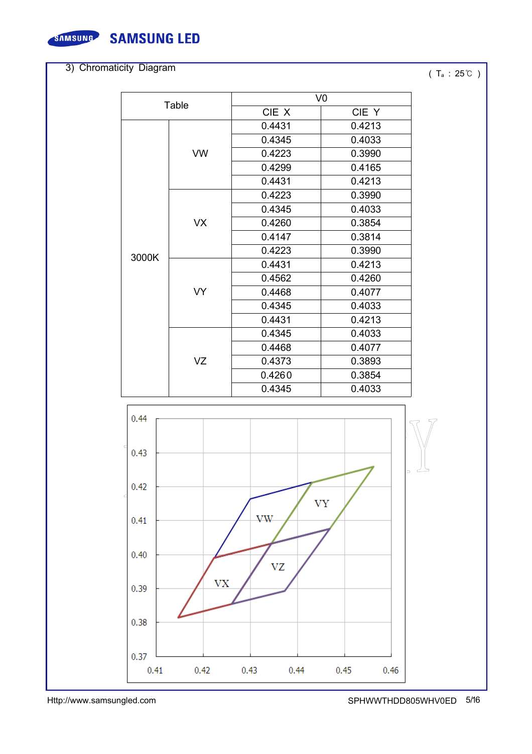3) Chromaticity Diagram

( $T_a$ : 25℃ )

| Table | | V0 | |
|---|---|---|---|
| | | CIE X | CIE Y |
| 3000K | VW | 0.4431 | 0.4213 |
| | | 0.4345 | 0.4033 |
| | | 0.4223 | 0.3990 |
| | | 0.4299 | 0.4165 |
| | | 0.4431 | 0.4213 |
| | VX | 0.4223 | 0.3990 |
| | | 0.4345 | 0.4033 |
| | | 0.4260 | 0.3854 |
| | | 0.4147 | 0.3814 |
| | | 0.4223 | 0.3990 |
| | VY | 0.4431 | 0.4213 |
| | | 0.4562 | 0.4260 |
| | | 0.4468 | 0.4077 |
| | | 0.4345 | 0.4033 |
| | | 0.4431 | 0.4213 |
| | VZ | 0.4345 | 0.4033 |
| | | 0.4468 | 0.4077 |
| | | 0.4373 | 0.3893 |
| | | 0.4260 | 0.3854 |
| | | 0.4345 | 0.4033 |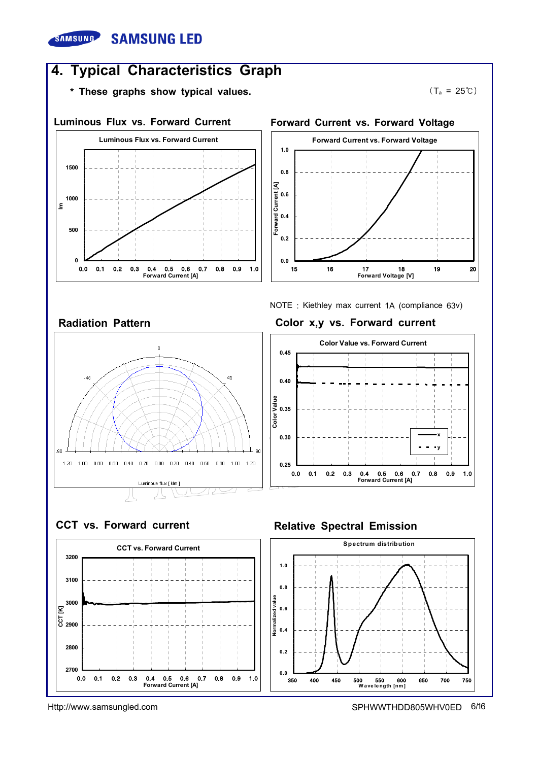# 4. Typical Characteristics Graph

**\* These graphs show typical values.**

($T_a$ = 25℃)

### Luminous Flux vs. Forward Current

### Forward Current vs. Forward Voltage

NOTE : Kiethley max current 1A (compliance 63v)

### Radiation Pattern

### Color x,y vs. Forward current

### CCT vs. Forward current

### Relative Spectral Emission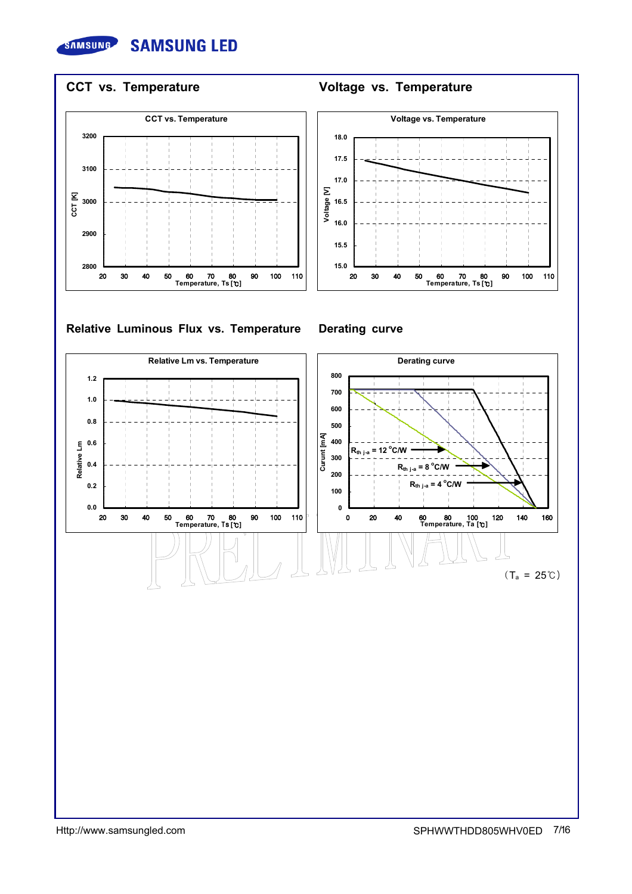## CCT vs. Temperature

CCT vs. Temperature

CCT [K]: 2800, 2900, 3000, 3100, 3200

Temperature, Ts [℃]: 20, 30, 40, 50, 60, 70, 80, 90, 100, 110

## Voltage vs. Temperature

Voltage vs. Temperature

Voltage [V]: 15.0, 15.5, 16.0, 16.5, 17.0, 17.5, 18.0

Temperature, Ts [℃]: 20, 30, 40, 50, 60, 70, 80, 90, 100, 110

## Relative Luminous Flux vs. Temperature

Relative Lm vs. Temperature

Relative Lm: 0.0, 0.2, 0.4, 0.6, 0.8, 1.0, 1.2

Temperature, Ts [℃]: 20, 30, 40, 50, 60, 70, 80, 90, 100, 110

## Derating curve

Derating curve

Curunt [mA]: 0, 100, 200, 300, 400, 500, 600, 700, 800

Temperature, Ta [℃]: 0, 20, 40, 60, 80, 100, 120, 140, 160

$R_{th\ j\text{-}a} = 12\ ^{\circ}C/W$

$R_{th\ j\text{-}a} = 8\ ^{\circ}C/W$

$R_{th\ j\text{-}a} = 4\ ^{\circ}C/W$

PRELIMINARY

($T_a$ = 25℃)

Http://www.samsungled.com SPHWWTHDD805WHV0ED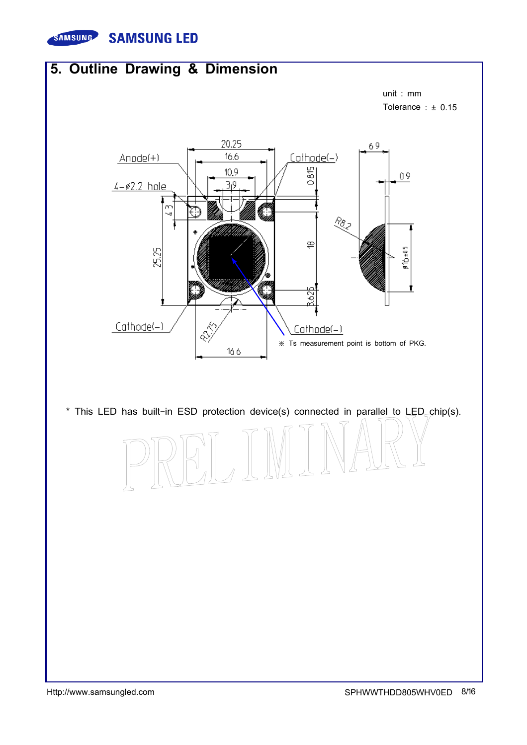## 5. Outline Drawing & Dimension

unit : mm

Tolerance : ± 0.15

※ Ts measurement point is bottom of PKG.

* This LED has built-in ESD protection device(s) connected in parallel to LED chip(s).

PRELIMINARY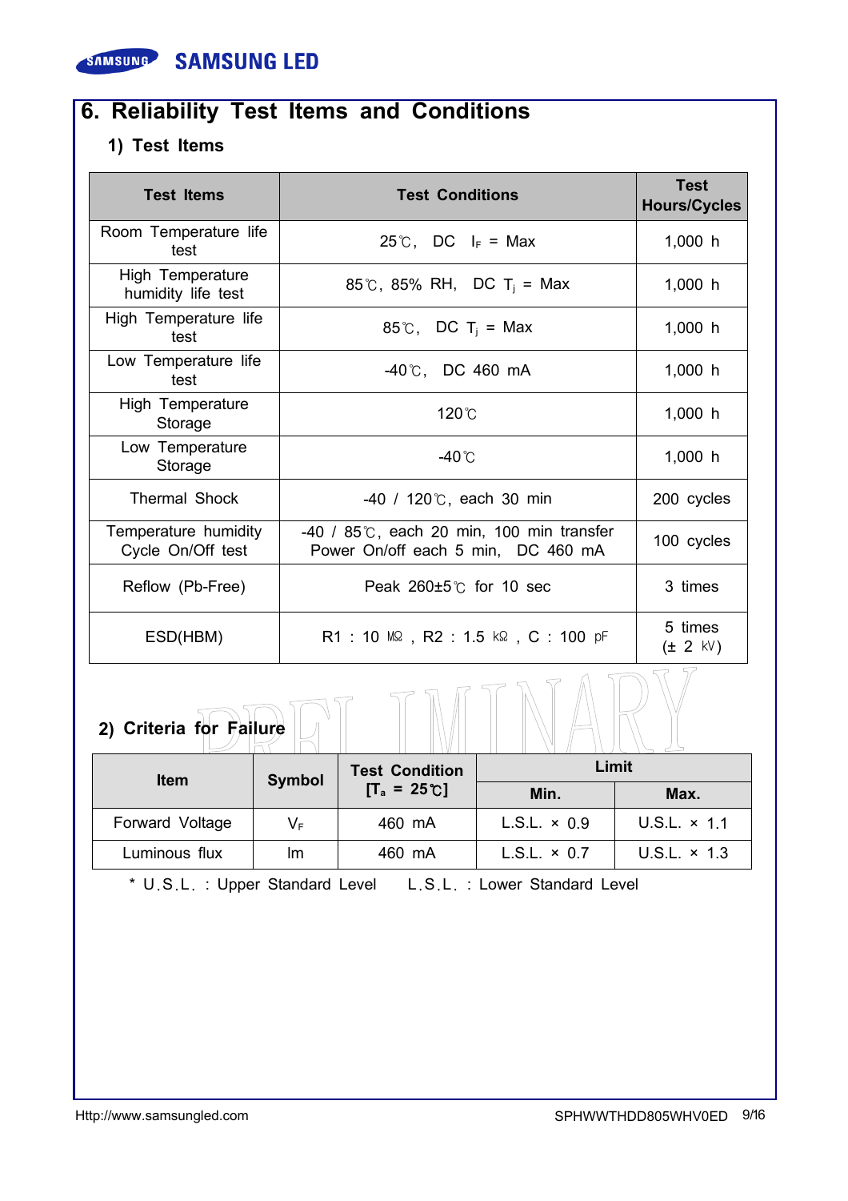# 6. Reliability Test Items and Conditions

## 1) Test Items

| Test Items | Test Conditions | Test Hours/Cycles |
|---|---|---|
| Room Temperature life test | 25℃, DC $I_F$ = Max | 1,000 h |
| High Temperature humidity life test | 85℃, 85% RH, DC $T_j$ = Max | 1,000 h |
| High Temperature life test | 85℃, DC $T_j$ = Max | 1,000 h |
| Low Temperature life test | -40℃, DC 460 mA | 1,000 h |
| High Temperature Storage | 120℃ | 1,000 h |
| Low Temperature Storage | -40℃ | 1,000 h |
| Thermal Shock | -40 / 120℃, each 30 min | 200 cycles |
| Temperature humidity Cycle On/Off test | -40 / 85℃, each 20 min, 100 min transfer Power On/off each 5 min, DC 460 mA | 100 cycles |
| Reflow (Pb-Free) | Peak 260±5℃ for 10 sec | 3 times |
| ESD(HBM) | R1 : 10 MΩ , R2 : 1.5 kΩ , C : 100 pF | 5 times (± 2 kV) |

## 2) Criteria for Failure

| Item | Symbol | Test Condition [$T_a$ = 25℃] | Limit | |
|---|---|---|---|---|
| | | | Min. | Max. |
| Forward Voltage | $V_F$ | 460 mA | L.S.L. × 0.9 | U.S.L. × 1.1 |
| Luminous flux | lm | 460 mA | L.S.L. × 0.7 | U.S.L. × 1.3 |

\* U.S.L. : Upper Standard Level L.S.L. : Lower Standard Level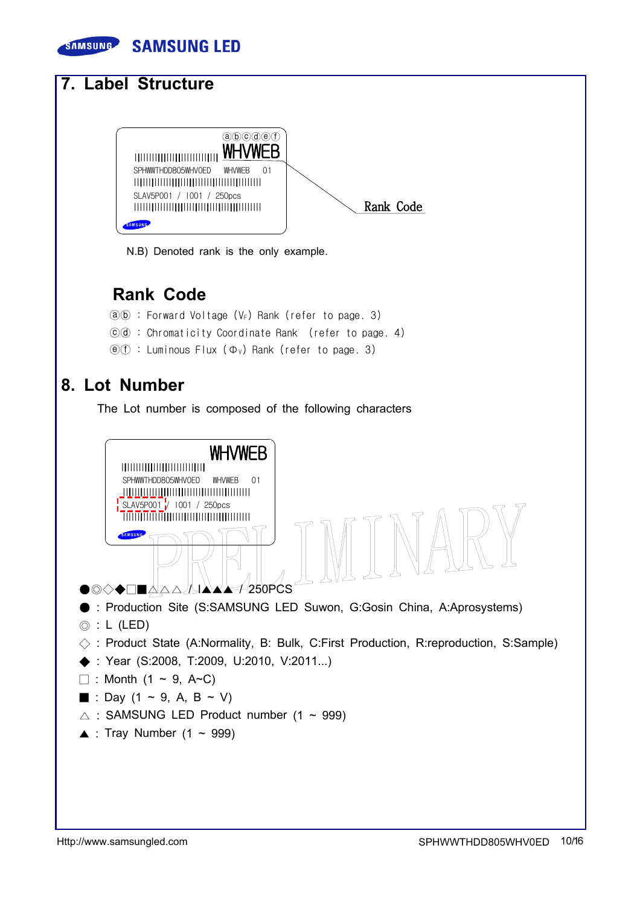## 7. Label Structure

ⓐⓑⓒⓓⓔⓕ
WHVWEB

SPHWWTHDD805WHV0ED WHVWEB 01

SLAV5P001 / I001 / 250pcs

Rank Code

N.B) Denoted rank is the only example.

### Rank Code

ⓐⓑ : Forward Voltage ($V_F$) Rank (refer to page. 3)

ⓒⓓ : Chromaticity Coordinate Rank (refer to page. 4)

ⓔⓕ : Luminous Flux ($\Phi_V$) Rank (refer to page. 3)

## 8. Lot Number

The Lot number is composed of the following characters

WHVWEB

SPHWWTHDD805WHV0ED WHVWEB 01

SLAV5P001 / I001 / 250pcs

●◎◇◆□■△△△ / I▲▲▲ / 250PCS

● : Production Site (S:SAMSUNG LED Suwon, G:Gosin China, A:Aprosystems)

◎ : L (LED)

◇ : Product State (A:Normality, B: Bulk, C:First Production, R:reproduction, S:Sample)

◆ : Year (S:2008, T:2009, U:2010, V:2011...)

□ : Month (1 ~ 9, A~C)

■ : Day (1 ~ 9, A, B ~ V)

△ : SAMSUNG LED Product number (1 ~ 999)

▲ : Tray Number (1 ~ 999)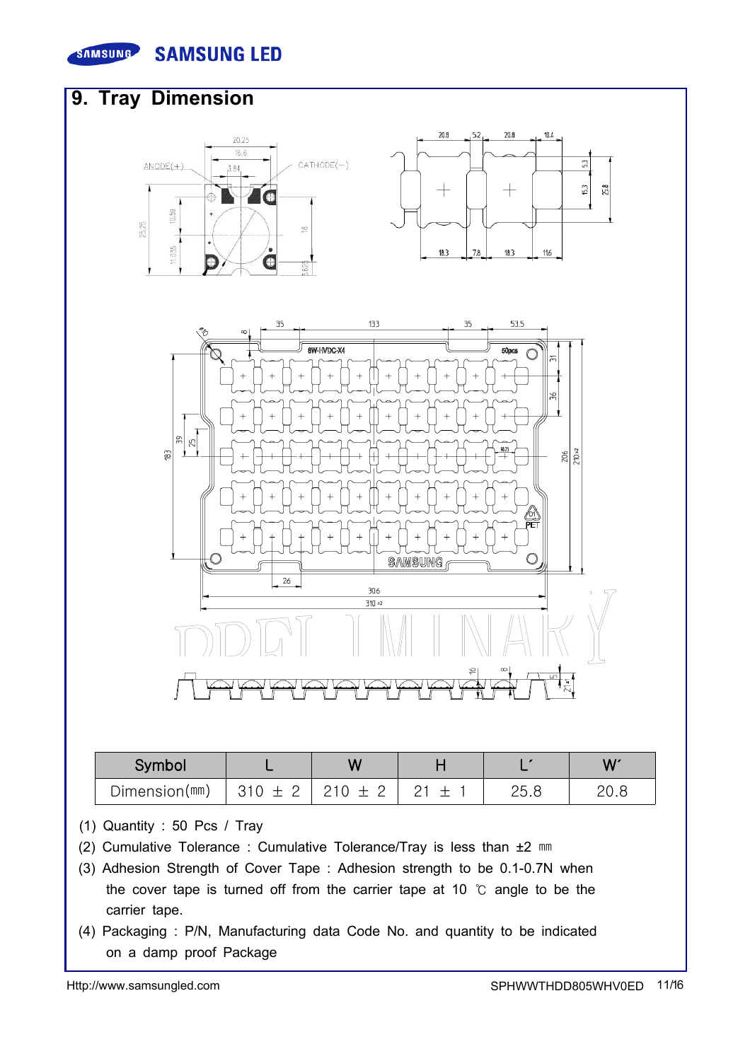## 9. Tray Dimension

| Symbol | L | W | H | L´ | W´ |
|---|---|---|---|---|---|
| Dimension(㎜) | 310 ± 2 | 210 ± 2 | 21 ± 1 | 25.8 | 20.8 |

(1) Quantity : 50 Pcs / Tray

(2) Cumulative Tolerance : Cumulative Tolerance/Tray is less than ±2 ㎜

(3) Adhesion Strength of Cover Tape : Adhesion strength to be 0.1-0.7N when the cover tape is turned off from the carrier tape at 10 ℃ angle to be the carrier tape.

(4) Packaging : P/N, Manufacturing data Code No. and quantity to be indicated on a damp proof Package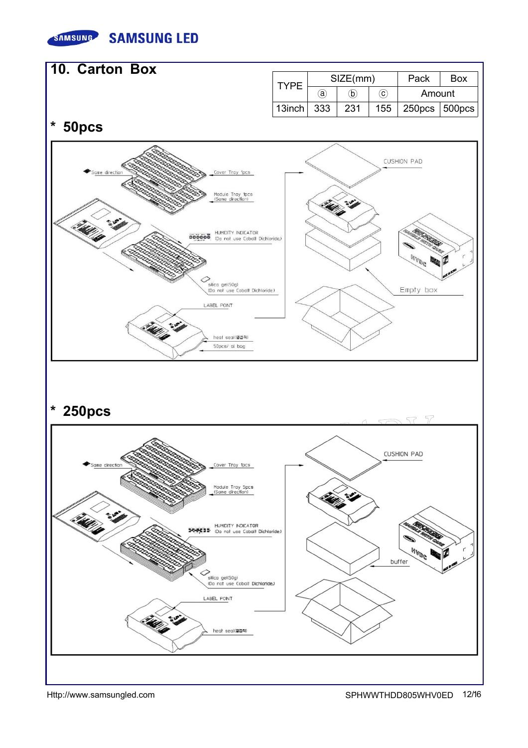## 10. Carton Box

| TYPE | SIZE(mm) | | | Pack | Box |
|---|---|---|---|---|---|
| | ⓐ | ⓑ | ⓒ | Amount | |
| 13inch | 333 | 231 | 155 | 250pcs | 500pcs |

### * 50pcs

Same direction

Cover Tray 1pcs

Module Tray 1pcs (Same direction)

HUMIDITY INDICATOR (Do not use Cobalt Dichloride)

silica gel(50g) (Do not use Cobalt Dichloride)

LABEL POINT

heat seal(열접착)

50pcs/ al bag

CUSHION PAD

Empty box

### * 250pcs

Same direction

Cover Tray 1pcs

Module Tray 5pcs (Same direction)

HUMIDITY INDICATOR (Do not use Cobalt Dichloride)

silica gel(50g) (Do not use Cobalt Dichloride)

LABEL POINT

heat seal(열접착)

CUSHION PAD

buffer

Http://www.samsungled.com

SPHWWTHDD805WHV0ED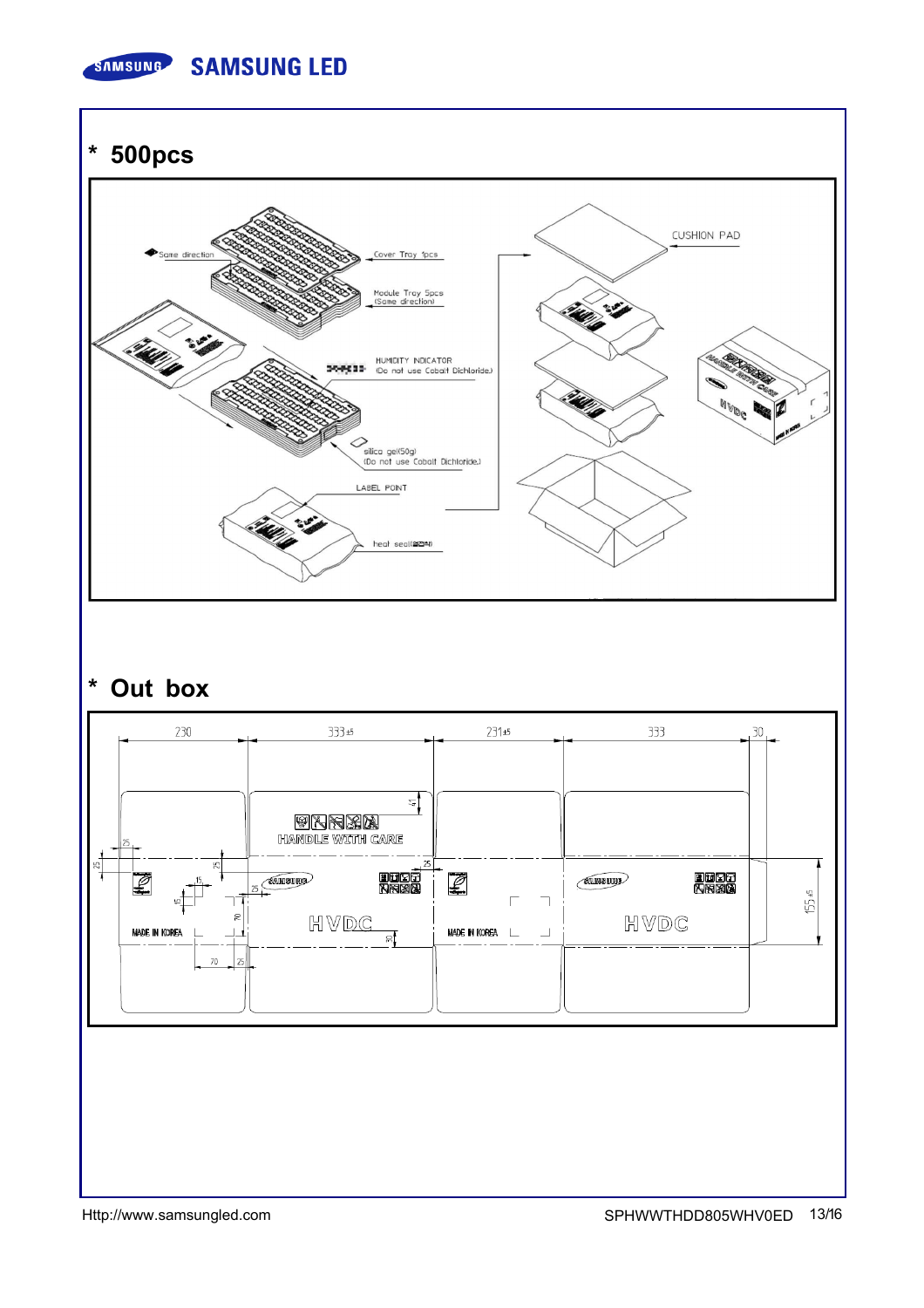## * 500pcs

Same direction

Cover Tray 1pcs

Module Tray 5pcs
(Same direction)

HUMIDITY INDICATOR
(Do not use Cobalt Dichloride)

silica gel(50g)
(Do not use Cobalt Dichloride)

LABEL POINT

heat seal(밀봉)

CUSHION PAD

## * Out box

230 | 333±5 | 231±5 | 333 | 30

HANDLE WITH CARE

SAMSUNG

HVDC

MADE IN KOREA

41, 25, 25, 25, 15, 15, 25, 70, 30, 70, 25, 155±5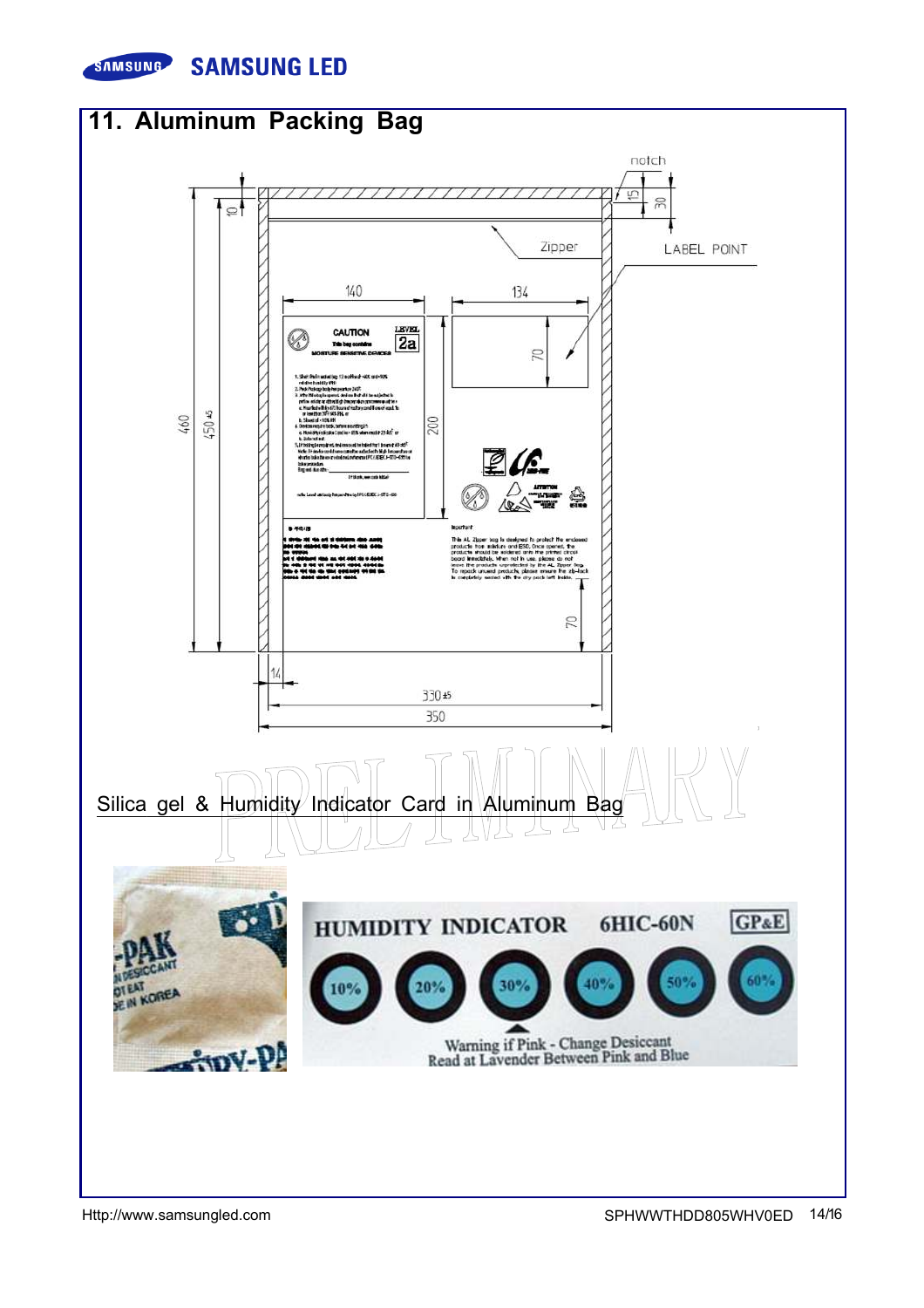# 11. Aluminum Packing Bag

notch

15

30

LABEL POINT

10

Zipper

140

134

CAUTION

This bag contains

MOISTURE SENSITIVE DEVICES

LEVEL

2a

70

460

450 ±5

200

70

14

330 ±5

350

## Silica gel & Humidity Indicator Card in Aluminum Bag

HUMIDITY INDICATOR 6HIC-60N GP&E

10% 20% 30% 40% 50% 60%

Warning if Pink - Change Desiccant
Read at Lavender Between Pink and Blue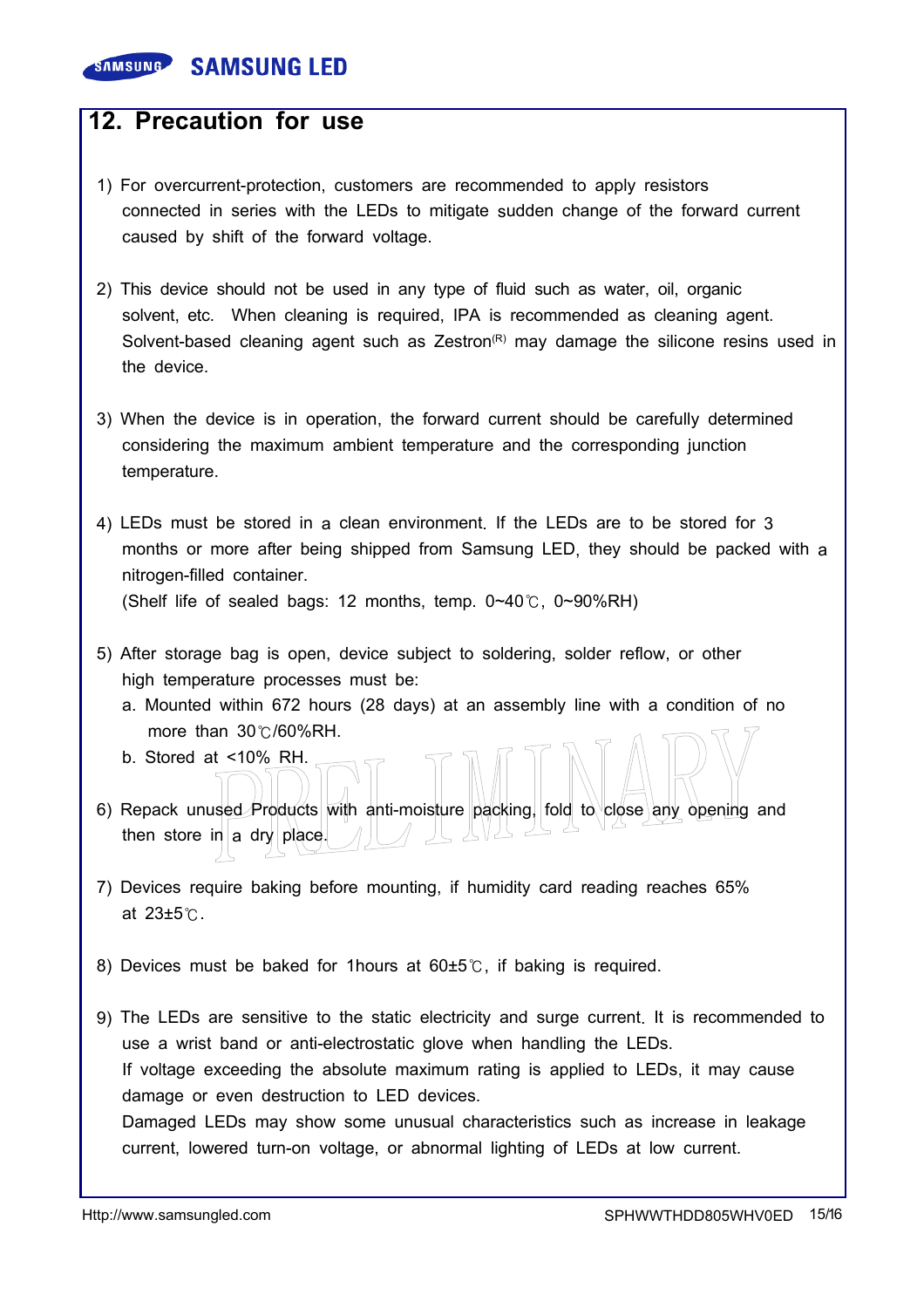## 12. Precaution for use

1) For overcurrent-protection, customers are recommended to apply resistors connected in series with the LEDs to mitigate sudden change of the forward current caused by shift of the forward voltage.

2) This device should not be used in any type of fluid such as water, oil, organic solvent, etc. When cleaning is required, IPA is recommended as cleaning agent. Solvent-based cleaning agent such as Zestron(R) may damage the silicone resins used in the device.

3) When the device is in operation, the forward current should be carefully determined considering the maximum ambient temperature and the corresponding junction temperature.

4) LEDs must be stored in a clean environment. If the LEDs are to be stored for 3 months or more after being shipped from Samsung LED, they should be packed with a nitrogen-filled container.
   (Shelf life of sealed bags: 12 months, temp. 0~40℃, 0~90%RH)

5) After storage bag is open, device subject to soldering, solder reflow, or other high temperature processes must be:
   a. Mounted within 672 hours (28 days) at an assembly line with a condition of no more than 30℃/60%RH.
   b. Stored at <10% RH.

6) Repack unused Products with anti-moisture packing, fold to close any opening and then store in a dry place.

7) Devices require baking before mounting, if humidity card reading reaches 65% at 23±5℃.

8) Devices must be baked for 1hours at 60±5℃, if baking is required.

9) The LEDs are sensitive to the static electricity and surge current. It is recommended to use a wrist band or anti-electrostatic glove when handling the LEDs.
   If voltage exceeding the absolute maximum rating is applied to LEDs, it may cause damage or even destruction to LED devices.
   Damaged LEDs may show some unusual characteristics such as increase in leakage current, lowered turn-on voltage, or abnormal lighting of LEDs at low current.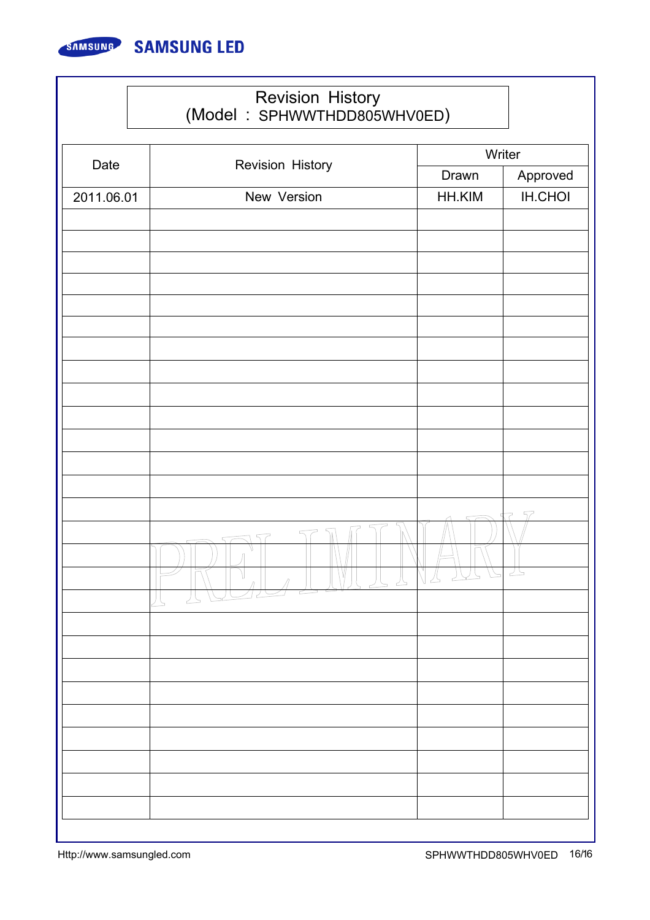# Revision History
## (Model : SPHWWTHDD805WHV0ED)

| Date | Revision History | Writer | |
|---|---|---|---|
| | | Drawn | Approved |
| 2011.06.01 | New Version | HH.KIM | IH.CHOI |
| | | | |
| | | | |
| | | | |
| | | | |
| | | | |
| | | | |
| | | | |
| | | | |
| | | | |
| | | | |
| | | | |
| | | | |
| | | | |
| | | | |
| | | | |
| | | | |
| | | | |
| | | | |
| | | | |
| | | | |
| | | | |
| | | | |
| | | | |
| | | | |
| | | | |
| | | | |
| | | | |

PRELIMINARY